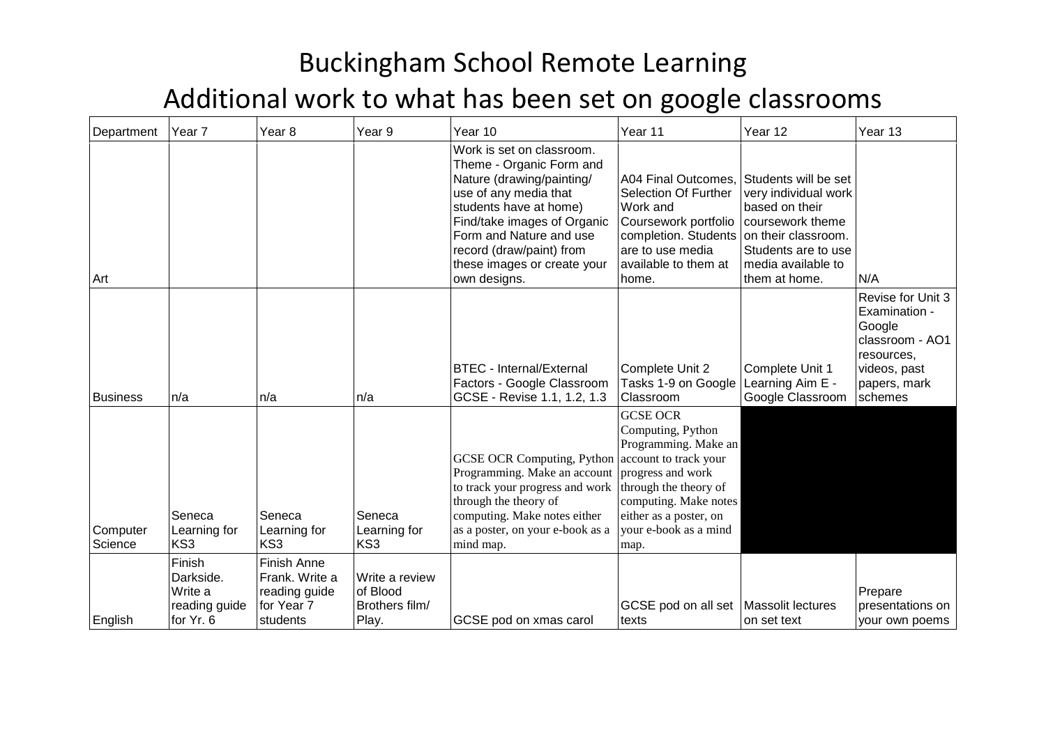# Buckingham School Remote Learning
# Additional work to what has been set on google classrooms

| Department | Year 7 | Year 8 | Year 9 | Year 10 | Year 11 | Year 12 | Year 13 |
|---|---|---|---|---|---|---|---|
| Art | | | | Work is set on classroom. Theme - Organic Form and Nature (drawing/painting/ use of any media that students have at home) Find/take images of Organic Form and Nature and use record (draw/paint) from these images or create your own designs. | A04 Final Outcomes, Selection Of Further Work and Coursework portfolio completion. Students are to use media available to them at home. | Students will be set very individual work based on their coursework theme on their classroom. Students are to use media available to them at home. | N/A |
| Business | n/a | n/a | n/a | BTEC - Internal/External Factors - Google Classroom GCSE - Revise 1.1, 1.2, 1.3 | Complete Unit 2 Tasks 1-9 on Google Classroom | Complete Unit 1 Learning Aim E - Google Classroom | Revise for Unit 3 Examination - Google classroom - AO1 resources, videos, past papers, mark schemes |
| Computer Science | Seneca Learning for KS3 | Seneca Learning for KS3 | Seneca Learning for KS3 | GCSE OCR Computing, Python Programming. Make an account to track your progress and work through the theory of computing. Make notes either as a poster, on your e-book as a mind map. | GCSE OCR Computing, Python Programming. Make an account to track your progress and work through the theory of computing. Make notes either as a poster, on your e-book as a mind map. | | |
| English | Finish Darkside. Write a reading guide for Yr. 6 | Finish Anne Frank. Write a reading guide for Year 7 students | Write a review of Blood Brothers film/ Play. | GCSE pod on xmas carol | GCSE pod on all set texts | Massolit lectures on set text | Prepare presentations on your own poems |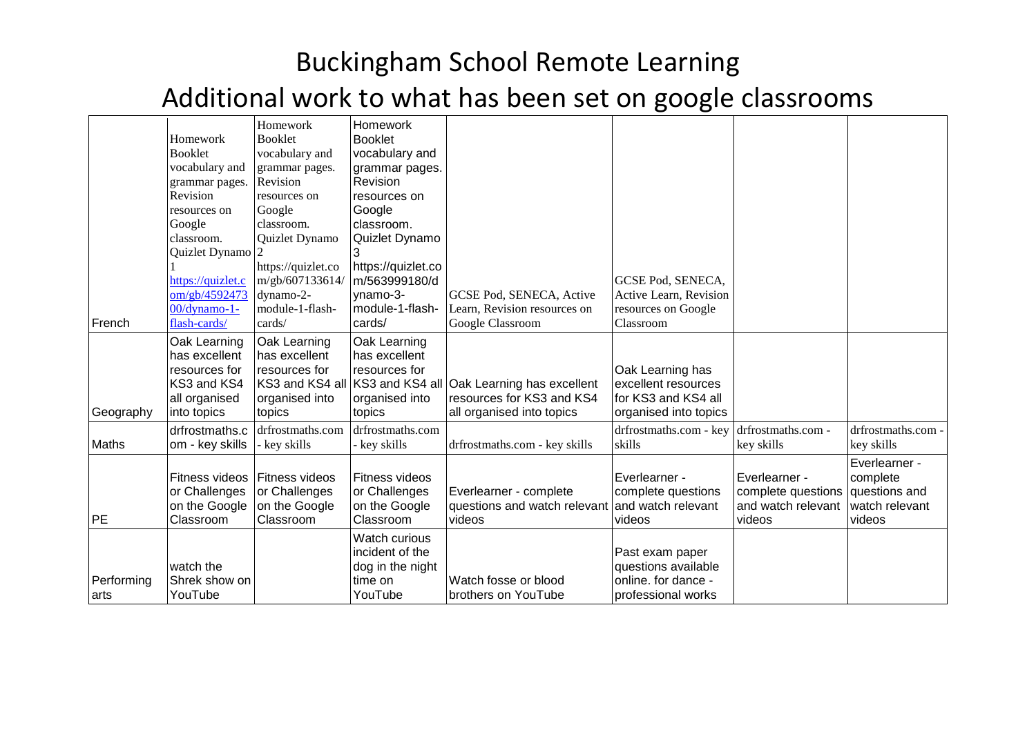# Buckingham School Remote Learning

## Additional work to what has been set on google classrooms

| | | | | | | | |
|---|---|---|---|---|---|---|---|
| French | Homework Booklet vocabulary and grammar pages. Revision resources on Google classroom. Quizlet Dynamo 1 https://quizlet.com/gb/459247300/dynamo-1-flash-cards/ | Homework Booklet vocabulary and grammar pages. Revision resources on Google classroom. Quizlet Dynamo 2 https://quizlet.com/gb/607133614/dynamo-2-module-1-flash-cards/ | Homework Booklet vocabulary and grammar pages. Revision resources on Google classroom. Quizlet Dynamo 3 https://quizlet.com/563999180/dynamo-3-module-1-flash-cards/ | GCSE Pod, SENECA, Active Learn, Revision resources on Google Classroom | GCSE Pod, SENECA, Active Learn, Revision resources on Google Classroom | | |
| Geography | Oak Learning has excellent resources for KS3 and KS4 all organised into topics | Oak Learning has excellent resources for KS3 and KS4 all organised into topics | Oak Learning has excellent resources for KS3 and KS4 all organised into topics | Oak Learning has excellent resources for KS3 and KS4 all organised into topics | Oak Learning has excellent resources for KS3 and KS4 all organised into topics | | |
| Maths | drfrostmaths.com - key skills | drfrostmaths.com - key skills | drfrostmaths.com - key skills | drfrostmaths.com - key skills | drfrostmaths.com - key skills | drfrostmaths.com - key skills | drfrostmaths.com - key skills |
| PE | Fitness videos or Challenges on the Google Classroom | Fitness videos or Challenges on the Google Classroom | Fitness videos or Challenges on the Google Classroom | Everlearner - complete questions and watch relevant videos | Everlearner - complete questions and watch relevant videos | Everlearner - complete questions and watch relevant videos | Everlearner - complete questions and watch relevant videos |
| Performing arts | watch the Shrek show on YouTube | | Watch curious incident of the dog in the night time on YouTube | Watch fosse or blood brothers on YouTube | Past exam paper questions available online. for dance - professional works | | |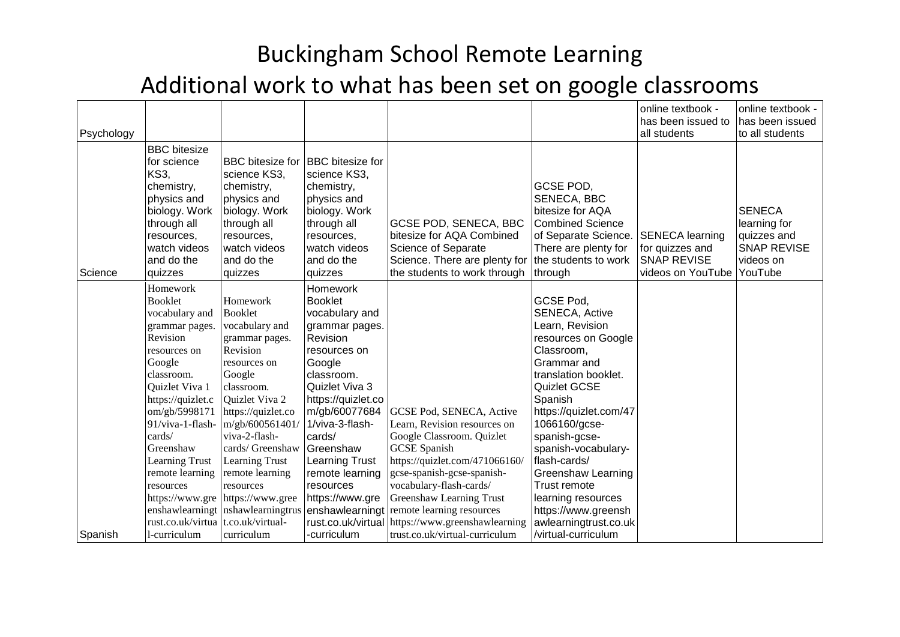# Buckingham School Remote Learning

## Additional work to what has been set on google classrooms

| | | | | | | | |
|---|---|---|---|---|---|---|---|
| Psychology | | | | | | online textbook - has been issued to all students | online textbook - has been issued to all students |
| Science | BBC bitesize for science KS3, chemistry, physics and biology. Work through all resources, watch videos and do the quizzes | BBC bitesize for science KS3, chemistry, physics and biology. Work through all resources, watch videos and do the quizzes | BBC bitesize for science KS3, chemistry, physics and biology. Work through all resources, watch videos and do the quizzes | GCSE POD, SENECA, BBC bitesize for AQA Combined Science of Separate Science. There are plenty for the students to work through | GCSE POD, SENECA, BBC bitesize for AQA Combined Science of Separate Science. There are plenty for the students to work through | SENECA learning for quizzes and SNAP REVISE videos on YouTube | SENECA learning for quizzes and SNAP REVISE videos on YouTube |
| Spanish | Homework Booklet vocabulary and grammar pages. Revision resources on Google classroom. Quizlet Viva 1 https://quizlet.com/gb/599817191/viva-1-flash-cards/ Greenshaw Learning Trust remote learning resources https://www.greenshawlearningtrust.co.uk/virtual-curriculum | Homework Booklet vocabulary and grammar pages. Revision resources on Google classroom. Quizlet Viva 2 https://quizlet.com/gb/600561401/viva-2-flash-cards/ Greenshaw Learning Trust remote learning resources https://www.greenshawlearningtrust.co.uk/virtual-curriculum | Homework Booklet vocabulary and grammar pages. Revision resources on Google classroom. Quizlet Viva 3 https://quizlet.com/gb/600776841/viva-3-flash-cards/ Greenshaw Learning Trust remote learning resources https://www.greenshawlearningtrust.co.uk/virtual-curriculum | GCSE Pod, SENECA, Active Learn, Revision resources on Google Classroom. Quizlet GCSE Spanish https://quizlet.com/471066160/gcse-spanish-gcse-spanish-vocabulary-flash-cards/ Greenshaw Learning Trust remote learning resources https://www.greenshawlearningtrust.co.uk/virtual-curriculum | GCSE Pod, SENECA, Active Learn, Revision resources on Google Classroom, Grammar and translation booklet. Quizlet GCSE Spanish https://quizlet.com/471066160/gcse-spanish-gcse-spanish-vocabulary-flash-cards/ Greenshaw Learning Trust remote learning resources https://www.greenshawlearningtrust.co.uk/virtual-curriculum | | |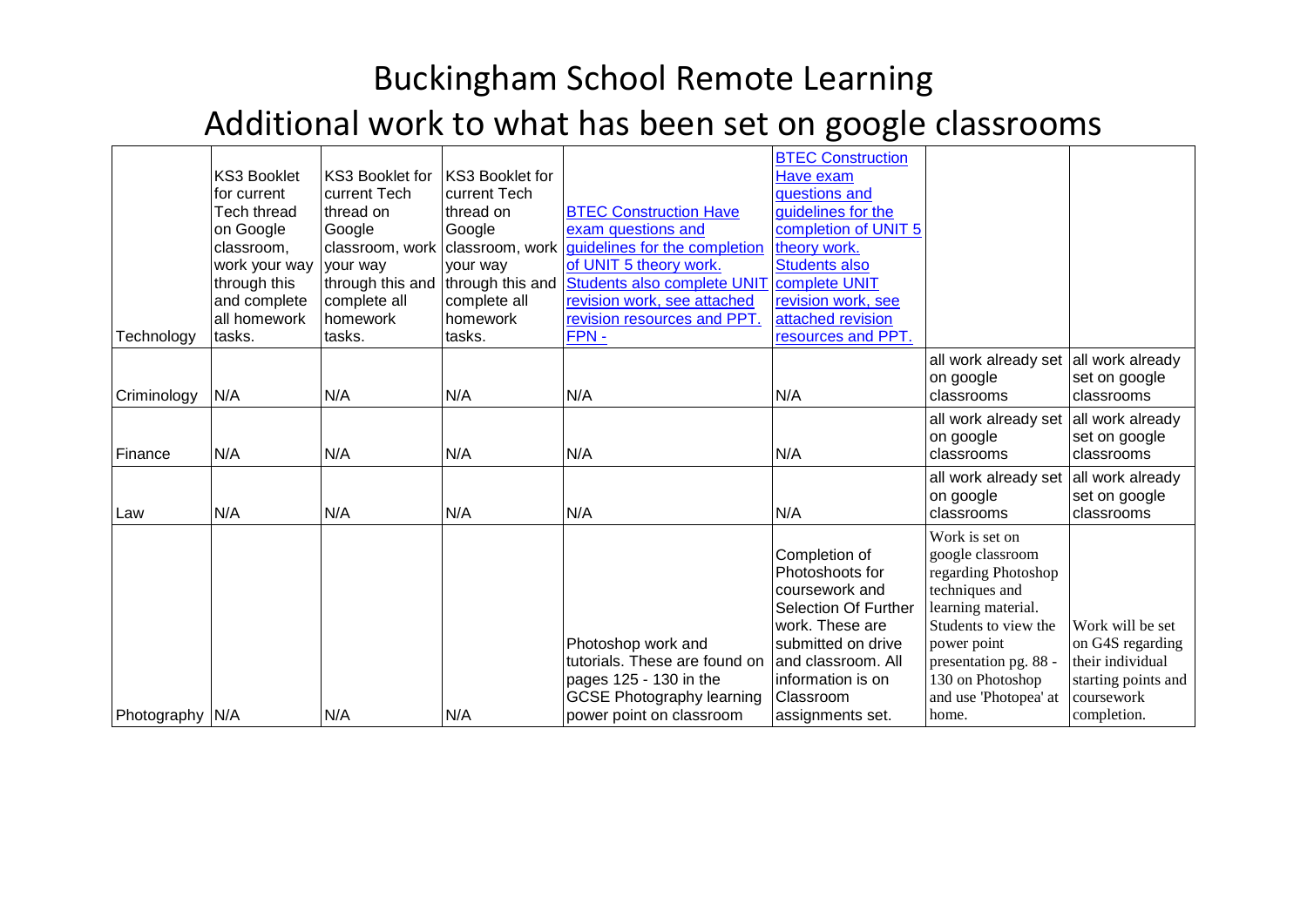# Buckingham School Remote Learning

## Additional work to what has been set on google classrooms

| | | | | | | | |
|---|---|---|---|---|---|---|---|
| Technology | KS3 Booklet for current Tech thread on Google classroom, work your way through this and complete all homework tasks. | KS3 Booklet for current Tech thread on Google classroom, work your way through this and complete all homework tasks. | KS3 Booklet for current Tech thread on Google classroom, work your way through this and complete all homework tasks. | BTEC Construction Have exam questions and guidelines for the completion of UNIT 5 theory work. Students also complete UNIT revision work, see attached revision resources and PPT. FPN - | BTEC Construction Have exam questions and guidelines for the completion of UNIT 5 theory work. Students also complete UNIT revision work, see attached revision resources and PPT. | | |
| Criminology | N/A | N/A | N/A | N/A | N/A | all work already set on google classrooms | all work already set on google classrooms |
| Finance | N/A | N/A | N/A | N/A | N/A | all work already set on google classrooms | all work already set on google classrooms |
| Law | N/A | N/A | N/A | N/A | N/A | all work already set on google classrooms | all work already set on google classrooms |
| Photography | N/A | N/A | N/A | Photoshop work and tutorials. These are found on pages 125 - 130 in the GCSE Photography learning power point on classroom | Completion of Photoshoots for coursework and Selection Of Further work. These are submitted on drive and classroom. All information is on Classroom assignments set. | Work is set on google classroom regarding Photoshop techniques and learning material. Students to view the power point presentation pg. 88 - 130 on Photoshop and use 'Photopea' at home. | Work will be set on G4S regarding their individual starting points and coursework completion. |